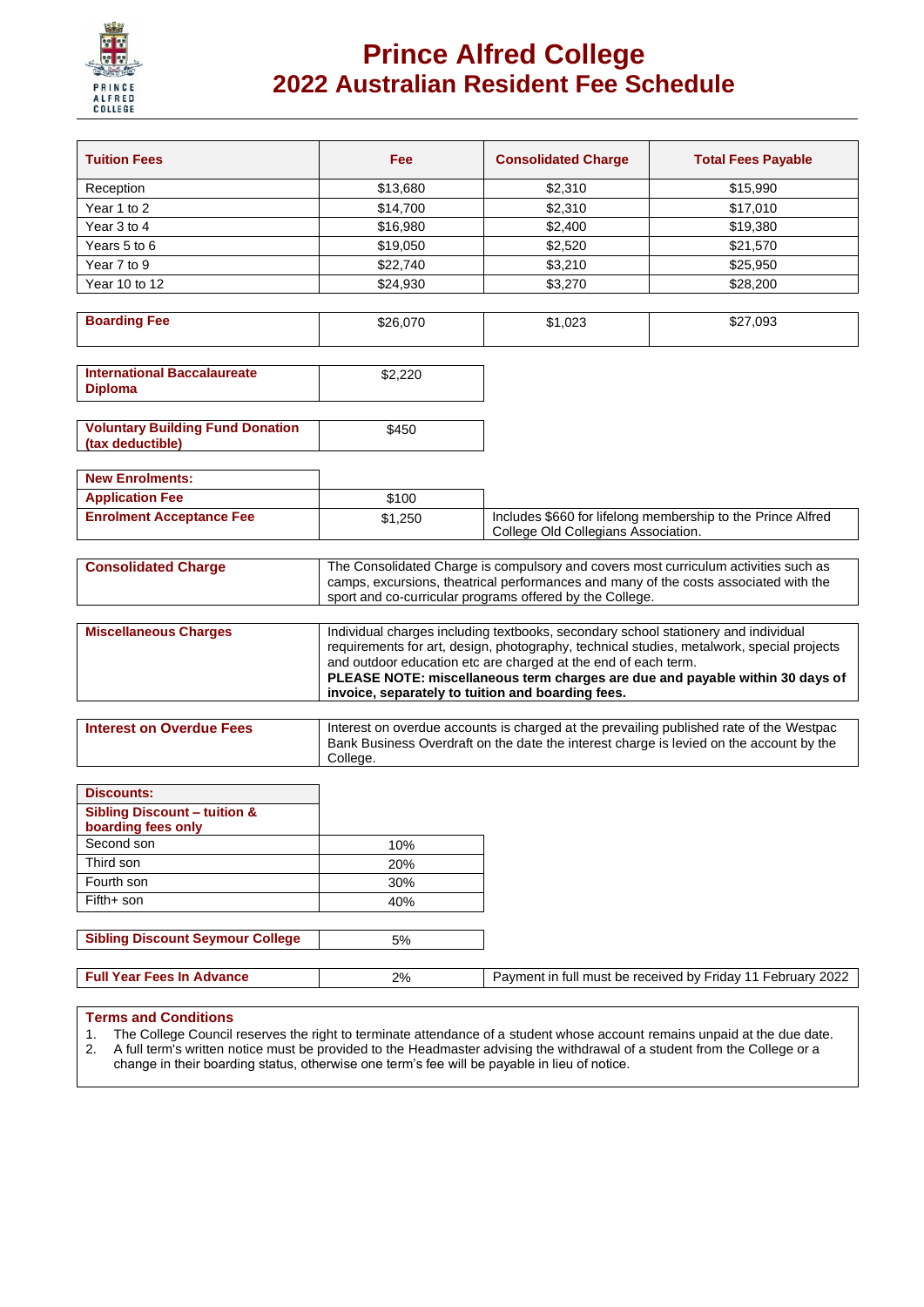# Prince Alfred College
## 2022 Australian Resident Fee Schedule

| Tuition Fees | Fee | Consolidated Charge | Total Fees Payable |
|---|---|---|---|
| Reception | $13,680 | $2,310 | $15,990 |
| Year 1 to 2 | $14,700 | $2,310 | $17,010 |
| Year 3 to 4 | $16,980 | $2,400 | $19,380 |
| Years 5 to 6 | $19,050 | $2,520 | $21,570 |
| Year 7 to 9 | $22,740 | $3,210 | $25,950 |
| Year 10 to 12 | $24,930 | $3,270 | $28,200 |

| Boarding Fee | $26,070 | $1,023 | $27,093 |
|---|---|---|---|

| International Baccalaureate Diploma | $2,220 |
|---|---|

| Voluntary Building Fund Donation (tax deductible) | $450 |
|---|---|

| New Enrolments: | | |
|---|---|---|
| Application Fee | $100 | |
| Enrolment Acceptance Fee | $1,250 | Includes $660 for lifelong membership to the Prince Alfred College Old Collegians Association. |

| Consolidated Charge | The Consolidated Charge is compulsory and covers most curriculum activities such as camps, excursions, theatrical performances and many of the costs associated with the sport and co-curricular programs offered by the College. |
|---|---|

| Miscellaneous Charges | Individual charges including textbooks, secondary school stationery and individual requirements for art, design, photography, technical studies, metalwork, special projects and outdoor education etc are charged at the end of each term. **PLEASE NOTE: miscellaneous term charges are due and payable within 30 days of invoice, separately to tuition and boarding fees.** |
|---|---|

| Interest on Overdue Fees | Interest on overdue accounts is charged at the prevailing published rate of the Westpac Bank Business Overdraft on the date the interest charge is levied on the account by the College. |
|---|---|

| Discounts: | |
|---|---|
| Sibling Discount – tuition & boarding fees only | |
| Second son | 10% |
| Third son | 20% |
| Fourth son | 30% |
| Fifth+ son | 40% |

| Sibling Discount Seymour College | 5% |
|---|---|

| Full Year Fees In Advance | 2% | Payment in full must be received by Friday 11 February 2022 |
|---|---|---|

**Terms and Conditions**

1. The College Council reserves the right to terminate attendance of a student whose account remains unpaid at the due date.
2. A full term's written notice must be provided to the Headmaster advising the withdrawal of a student from the College or a change in their boarding status, otherwise one term's fee will be payable in lieu of notice.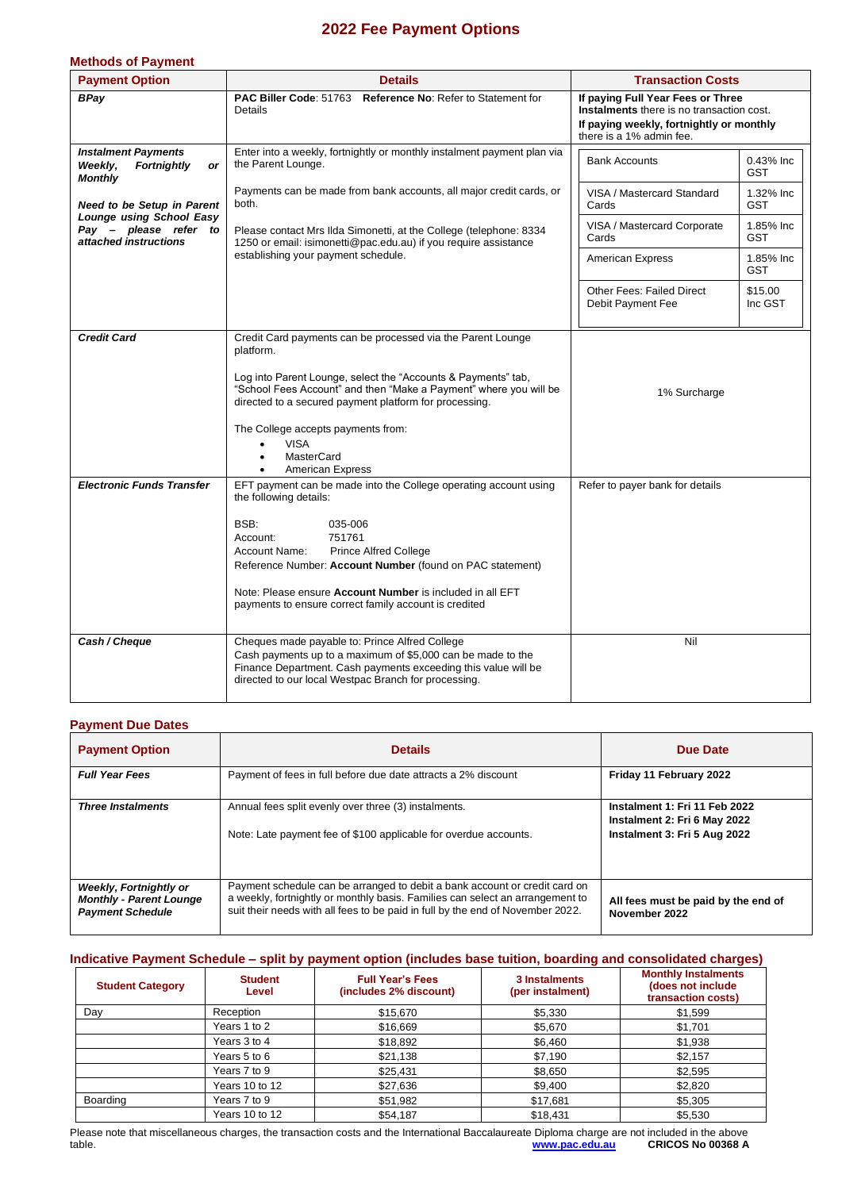# 2022 Fee Payment Options

## Methods of Payment

| Payment Option | Details | Transaction Costs | |
|---|---|---|---|
| ***BPay*** | **PAC Biller Code**: 51763 **Reference No**: Refer to Statement for Details | **If paying Full Year Fees or Three Instalments** there is no transaction cost. **If paying weekly, fortnightly or monthly** there is a 1% admin fee. | |
| ***Instalment Payments Weekly, Fortnightly or Monthly*** ***Need to be Setup in Parent Lounge using School Easy Pay – please refer to attached instructions*** | Enter into a weekly, fortnightly or monthly instalment payment plan via the Parent Lounge. Payments can be made from bank accounts, all major credit cards, or both. Please contact Mrs Ilda Simonetti, at the College (telephone: 8334 1250 or email: isimonetti@pac.edu.au) if you require assistance establishing your payment schedule. | Bank Accounts | 0.43% Inc GST |
| | | VISA / Mastercard Standard Cards | 1.32% Inc GST |
| | | VISA / Mastercard Corporate Cards | 1.85% Inc GST |
| | | American Express | 1.85% Inc GST |
| | | Other Fees: Failed Direct Debit Payment Fee | $15.00 Inc GST |
| ***Credit Card*** | Credit Card payments can be processed via the Parent Lounge platform. Log into Parent Lounge, select the "Accounts & Payments" tab, "School Fees Account" and then "Make a Payment" where you will be directed to a secured payment platform for processing. The College accepts payments from: • VISA • MasterCard • American Express | 1% Surcharge | |
| ***Electronic Funds Transfer*** | EFT payment can be made into the College operating account using the following details: BSB: 035-006 Account: 751761 Account Name: Prince Alfred College Reference Number: **Account Number** (found on PAC statement) Note: Please ensure **Account Number** is included in all EFT payments to ensure correct family account is credited | Refer to payer bank for details | |
| ***Cash / Cheque*** | Cheques made payable to: Prince Alfred College Cash payments up to a maximum of $5,000 can be made to the Finance Department. Cash payments exceeding this value will be directed to our local Westpac Branch for processing. | Nil | |

## Payment Due Dates

| Payment Option | Details | Due Date |
|---|---|---|
| ***Full Year Fees*** | Payment of fees in full before due date attracts a 2% discount | **Friday 11 February 2022** |
| ***Three Instalments*** | Annual fees split evenly over three (3) instalments. Note: Late payment fee of $100 applicable for overdue accounts. | **Instalment 1: Fri 11 Feb 2022** **Instalment 2: Fri 6 May 2022** **Instalment 3: Fri 5 Aug 2022** |
| ***Weekly, Fortnightly or Monthly - Parent Lounge Payment Schedule*** | Payment schedule can be arranged to debit a bank account or credit card on a weekly, fortnightly or monthly basis. Families can select an arrangement to suit their needs with all fees to be paid in full by the end of November 2022. | **All fees must be paid by the end of November 2022** |

## Indicative Payment Schedule – split by payment option (includes base tuition, boarding and consolidated charges)

| Student Category | Student Level | Full Year's Fees (includes 2% discount) | 3 Instalments (per instalment) | Monthly Instalments (does not include transaction costs) |
|---|---|---|---|---|
| Day | Reception | $15,670 | $5,330 | $1,599 |
| | Years 1 to 2 | $16,669 | $5,670 | $1,701 |
| | Years 3 to 4 | $18,892 | $6,460 | $1,938 |
| | Years 5 to 6 | $21,138 | $7,190 | $2,157 |
| | Years 7 to 9 | $25,431 | $8,650 | $2,595 |
| | Years 10 to 12 | $27,636 | $9,400 | $2,820 |
| Boarding | Years 7 to 9 | $51,982 | $17,681 | $5,305 |
| | Years 10 to 12 | $54,187 | $18,431 | $5,530 |

Please note that miscellaneous charges, the transaction costs and the International Baccalaureate Diploma charge are not included in the above table.

www.pac.edu.au **CRICOS No 00368 A**